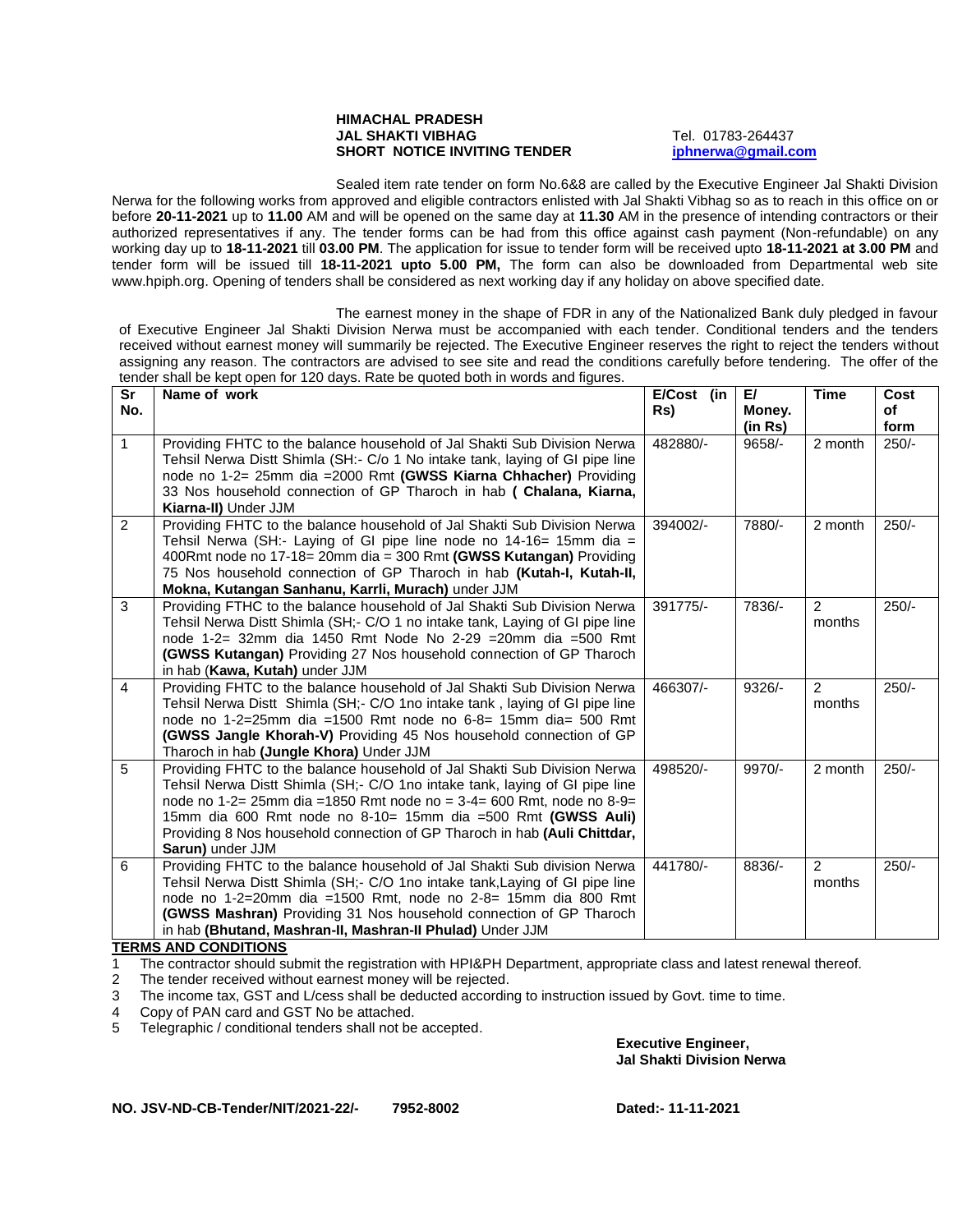**HIMACHAL PRADESH**
**JAL SHAKTI VIBHAG**
**SHORT NOTICE INVITING TENDER**

Tel. 01783-264437
**iphnerwa@gmail.com**

Sealed item rate tender on form No.6&8 are called by the Executive Engineer Jal Shakti Division Nerwa for the following works from approved and eligible contractors enlisted with Jal Shakti Vibhag so as to reach in this office on or before **20-11-2021** up to **11.00** AM and will be opened on the same day at **11.30** AM in the presence of intending contractors or their authorized representatives if any. The tender forms can be had from this office against cash payment (Non-refundable) on any working day up to **18-11-2021** till **03.00 PM**. The application for issue to tender form will be received upto **18-11-2021 at 3.00 PM** and tender form will be issued till **18-11-2021 upto 5.00 PM,** The form can also be downloaded from Departmental web site www.hpiph.org. Opening of tenders shall be considered as next working day if any holiday on above specified date.

The earnest money in the shape of FDR in any of the Nationalized Bank duly pledged in favour of Executive Engineer Jal Shakti Division Nerwa must be accompanied with each tender. Conditional tenders and the tenders received without earnest money will summarily be rejected. The Executive Engineer reserves the right to reject the tenders without assigning any reason. The contractors are advised to see site and read the conditions carefully before tendering. The offer of the tender shall be kept open for 120 days. Rate be quoted both in words and figures.

| Sr No. | Name of work | E/Cost (in Rs) | E/ Money. (in Rs) | Time | Cost of form |
|---|---|---|---|---|---|
| 1 | Providing FHTC to the balance household of Jal Shakti Sub Division Nerwa Tehsil Nerwa Distt Shimla (SH:- C/o 1 No intake tank, laying of GI pipe line node no 1-2= 25mm dia =2000 Rmt **(GWSS Kiarna Chhacher)** Providing 33 Nos household connection of GP Tharoch in hab **( Chalana, Kiarna, Kiarna-II)** Under JJM | 482880/- | 9658/- | 2 month | 250/- |
| 2 | Providing FHTC to the balance household of Jal Shakti Sub Division Nerwa Tehsil Nerwa (SH:- Laying of GI pipe line node no 14-16= 15mm dia = 400Rmt node no 17-18= 20mm dia = 300 Rmt **(GWSS Kutangan)** Providing 75 Nos household connection of GP Tharoch in hab **(Kutah-I, Kutah-II, Mokna, Kutangan Sanhanu, Karrli, Murach)** under JJM | 394002/- | 7880/- | 2 month | 250/- |
| 3 | Providing FTHC to the balance household of Jal Shakti Sub Division Nerwa Tehsil Nerwa Distt Shimla (SH;- C/O 1 no intake tank, Laying of GI pipe line node 1-2= 32mm dia 1450 Rmt Node No 2-29 =20mm dia =500 Rmt **(GWSS Kutangan)** Providing 27 Nos household connection of GP Tharoch in hab (**Kawa, Kutah)** under JJM | 391775/- | 7836/- | 2 months | 250/- |
| 4 | Providing FHTC to the balance household of Jal Shakti Sub Division Nerwa Tehsil Nerwa Distt Shimla (SH;- C/O 1no intake tank , laying of GI pipe line node no 1-2=25mm dia =1500 Rmt node no 6-8= 15mm dia= 500 Rmt **(GWSS Jangle Khorah-V)** Providing 45 Nos household connection of GP Tharoch in hab **(Jungle Khora)** Under JJM | 466307/- | 9326/- | 2 months | 250/- |
| 5 | Providing FHTC to the balance household of Jal Shakti Sub Division Nerwa Tehsil Nerwa Distt Shimla (SH;- C/O 1no intake tank, laying of GI pipe line node no 1-2= 25mm dia =1850 Rmt node no = 3-4= 600 Rmt, node no 8-9= 15mm dia 600 Rmt node no 8-10= 15mm dia =500 Rmt **(GWSS Auli)** Providing 8 Nos household connection of GP Tharoch in hab **(Auli Chittdar, Sarun)** under JJM | 498520/- | 9970/- | 2 month | 250/- |
| 6 | Providing FHTC to the balance household of Jal Shakti Sub division Nerwa Tehsil Nerwa Distt Shimla (SH;- C/O 1no intake tank,Laying of GI pipe line node no 1-2=20mm dia =1500 Rmt, node no 2-8= 15mm dia 800 Rmt **(GWSS Mashran)** Providing 31 Nos household connection of GP Tharoch in hab **(Bhutand, Mashran-II, Mashran-II Phulad)** Under JJM | 441780/- | 8836/- | 2 months | 250/- |

**TERMS AND CONDITIONS**

1. The contractor should submit the registration with HPI&PH Department, appropriate class and latest renewal thereof.
2. The tender received without earnest money will be rejected.
3. The income tax, GST and L/cess shall be deducted according to instruction issued by Govt. time to time.
4. Copy of PAN card and GST No be attached.
5. Telegraphic / conditional tenders shall not be accepted.

**Executive Engineer,**
**Jal Shakti Division Nerwa**

**NO. JSV-ND-CB-Tender/NIT/2021-22/- 7952-8002** **Dated:- 11-11-2021**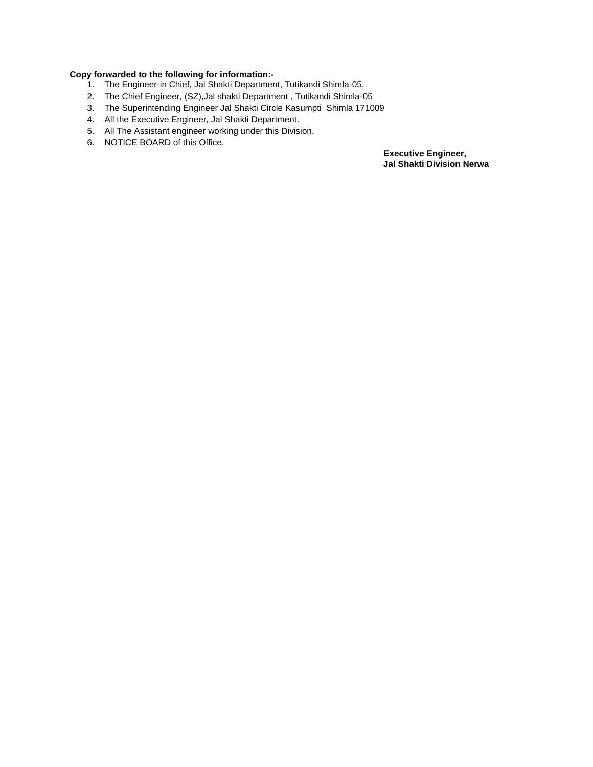**Copy forwarded to the following for information:-**

1. The Engineer-in Chief, Jal Shakti Department, Tutikandi Shimla-05.
2. The Chief Engineer, (SZ),Jal shakti Department , Tutikandi Shimla-05
3. The Superintending Engineer Jal Shakti Circle Kasumpti Shimla 171009
4. All the Executive Engineer, Jal Shakti Department.
5. All The Assistant engineer working under this Division.
6. NOTICE BOARD of this Office.

**Executive Engineer,**
**Jal Shakti Division Nerwa**